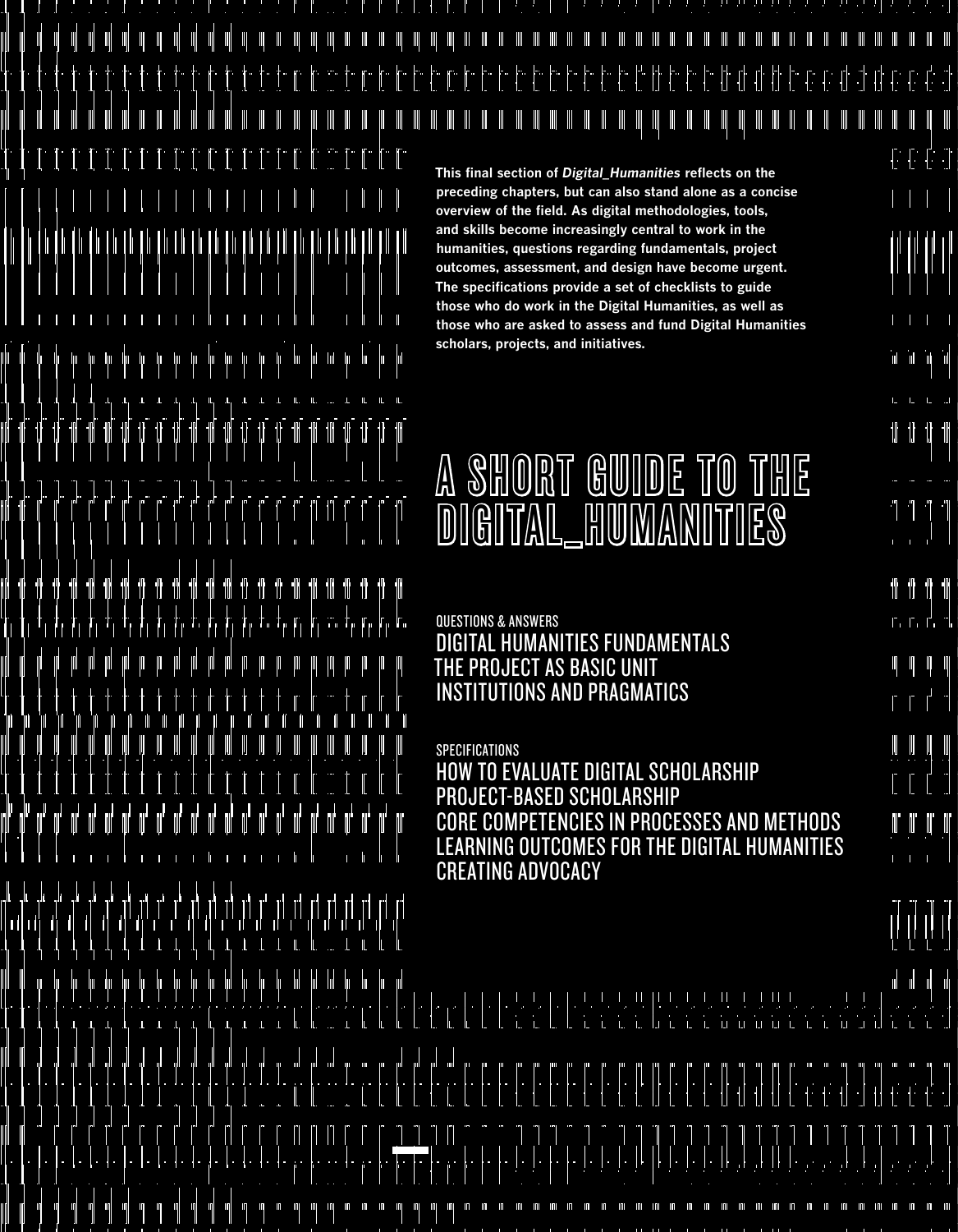This final section of *Digital_Humanities* reflects on the preceding chapters, but can also stand alone as a concise overview of the field. As digital methodologies, tools, and skills become increasingly central to work in the humanities, questions regarding fundamentals, project outcomes, assessment, and design have become urgent. The specifications provide a set of checklists to guide those who do work in the Digital Humanities, as well as those who are asked to assess and fund Digital Humanities scholars, projects, and initiatives.

# A SHORT GUIDE TO THE DIGITAL_HUMANITIES

QUESTIONS & ANSWERS

- DIGITAL HUMANITIES FUNDAMENTALS
- THE PROJECT AS BASIC UNIT
- INSTITUTIONS AND PRAGMATICS

SPECIFICATIONS

- HOW TO EVALUATE DIGITAL SCHOLARSHIP
- PROJECT-BASED SCHOLARSHIP
- CORE COMPETENCIES IN PROCESSES AND METHODS
- LEARNING OUTCOMES FOR THE DIGITAL HUMANITIES
- CREATING ADVOCACY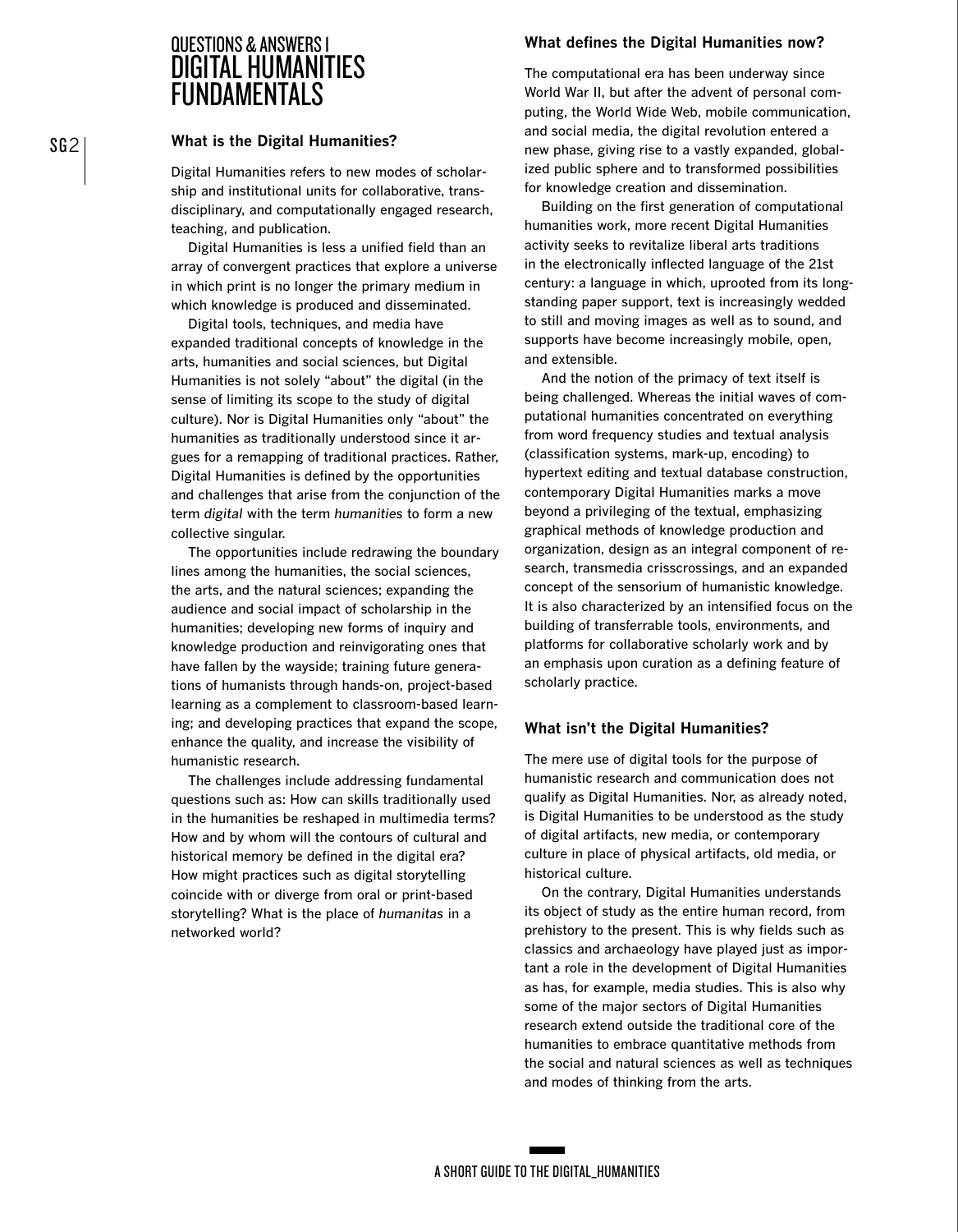# QUESTIONS & ANSWERS | DIGITAL HUMANITIES FUNDAMENTALS

### What is the Digital Humanities?

Digital Humanities refers to new modes of scholarship and institutional units for collaborative, transdisciplinary, and computationally engaged research, teaching, and publication.

Digital Humanities is less a unified field than an array of convergent practices that explore a universe in which print is no longer the primary medium in which knowledge is produced and disseminated.

Digital tools, techniques, and media have expanded traditional concepts of knowledge in the arts, humanities and social sciences, but Digital Humanities is not solely "about" the digital (in the sense of limiting its scope to the study of digital culture). Nor is Digital Humanities only "about" the humanities as traditionally understood since it argues for a remapping of traditional practices. Rather, Digital Humanities is defined by the opportunities and challenges that arise from the conjunction of the term *digital* with the term *humanities* to form a new collective singular.

The opportunities include redrawing the boundary lines among the humanities, the social sciences, the arts, and the natural sciences; expanding the audience and social impact of scholarship in the humanities; developing new forms of inquiry and knowledge production and reinvigorating ones that have fallen by the wayside; training future generations of humanists through hands-on, project-based learning as a complement to classroom-based learning; and developing practices that expand the scope, enhance the quality, and increase the visibility of humanistic research.

The challenges include addressing fundamental questions such as: How can skills traditionally used in the humanities be reshaped in multimedia terms? How and by whom will the contours of cultural and historical memory be defined in the digital era? How might practices such as digital storytelling coincide with or diverge from oral or print-based storytelling? What is the place of *humanitas* in a networked world?

### What defines the Digital Humanities now?

The computational era has been underway since World War II, but after the advent of personal computing, the World Wide Web, mobile communication, and social media, the digital revolution entered a new phase, giving rise to a vastly expanded, globalized public sphere and to transformed possibilities for knowledge creation and dissemination.

Building on the first generation of computational humanities work, more recent Digital Humanities activity seeks to revitalize liberal arts traditions in the electronically inflected language of the 21st century: a language in which, uprooted from its long-standing paper support, text is increasingly wedded to still and moving images as well as to sound, and supports have become increasingly mobile, open, and extensible.

And the notion of the primacy of text itself is being challenged. Whereas the initial waves of computational humanities concentrated on everything from word frequency studies and textual analysis (classification systems, mark-up, encoding) to hypertext editing and textual database construction, contemporary Digital Humanities marks a move beyond a privileging of the textual, emphasizing graphical methods of knowledge production and organization, design as an integral component of research, transmedia crisscrossings, and an expanded concept of the sensorium of humanistic knowledge. It is also characterized by an intensified focus on the building of transferrable tools, environments, and platforms for collaborative scholarly work and by an emphasis upon curation as a defining feature of scholarly practice.

### What isn't the Digital Humanities?

The mere use of digital tools for the purpose of humanistic research and communication does not qualify as Digital Humanities. Nor, as already noted, is Digital Humanities to be understood as the study of digital artifacts, new media, or contemporary culture in place of physical artifacts, old media, or historical culture.

On the contrary, Digital Humanities understands its object of study as the entire human record, from prehistory to the present. This is why fields such as classics and archaeology have played just as important a role in the development of Digital Humanities as has, for example, media studies. This is also why some of the major sectors of Digital Humanities research extend outside the traditional core of the humanities to embrace quantitative methods from the social and natural sciences as well as techniques and modes of thinking from the arts.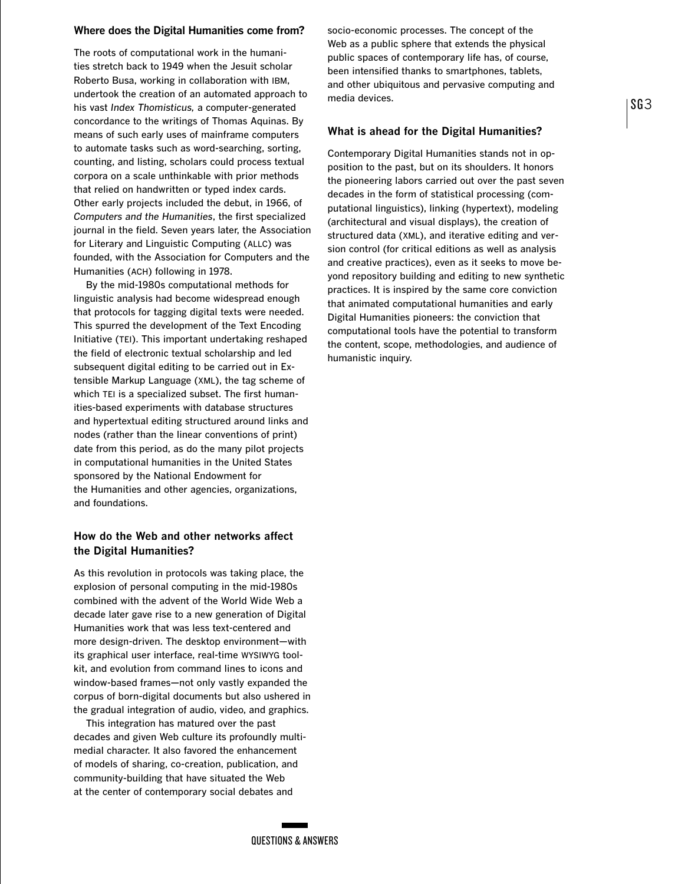### Where does the Digital Humanities come from?

The roots of computational work in the humanities stretch back to 1949 when the Jesuit scholar Roberto Busa, working in collaboration with IBM, undertook the creation of an automated approach to his vast *Index Thomisticus,* a computer-generated concordance to the writings of Thomas Aquinas. By means of such early uses of mainframe computers to automate tasks such as word-searching, sorting, counting, and listing, scholars could process textual corpora on a scale unthinkable with prior methods that relied on handwritten or typed index cards. Other early projects included the debut, in 1966, of *Computers and the Humanities*, the first specialized journal in the field. Seven years later, the Association for Literary and Linguistic Computing (ALLC) was founded, with the Association for Computers and the Humanities (ACH) following in 1978.

By the mid-1980s computational methods for linguistic analysis had become widespread enough that protocols for tagging digital texts were needed. This spurred the development of the Text Encoding Initiative (TEI). This important undertaking reshaped the field of electronic textual scholarship and led subsequent digital editing to be carried out in Extensible Markup Language (XML), the tag scheme of which TEI is a specialized subset. The first humanities-based experiments with database structures and hypertextual editing structured around links and nodes (rather than the linear conventions of print) date from this period, as do the many pilot projects in computational humanities in the United States sponsored by the National Endowment for the Humanities and other agencies, organizations, and foundations.

### How do the Web and other networks affect the Digital Humanities?

As this revolution in protocols was taking place, the explosion of personal computing in the mid-1980s combined with the advent of the World Wide Web a decade later gave rise to a new generation of Digital Humanities work that was less text-centered and more design-driven. The desktop environment—with its graphical user interface, real-time WYSIWYG toolkit, and evolution from command lines to icons and window-based frames—not only vastly expanded the corpus of born-digital documents but also ushered in the gradual integration of audio, video, and graphics.

This integration has matured over the past decades and given Web culture its profoundly multimedial character. It also favored the enhancement of models of sharing, co-creation, publication, and community-building that have situated the Web at the center of contemporary social debates and socio-economic processes. The concept of the Web as a public sphere that extends the physical public spaces of contemporary life has, of course, been intensified thanks to smartphones, tablets, and other ubiquitous and pervasive computing and media devices.

### What is ahead for the Digital Humanities?

Contemporary Digital Humanities stands not in opposition to the past, but on its shoulders. It honors the pioneering labors carried out over the past seven decades in the form of statistical processing (computational linguistics), linking (hypertext), modeling (architectural and visual displays), the creation of structured data (XML), and iterative editing and version control (for critical editions as well as analysis and creative practices), even as it seeks to move beyond repository building and editing to new synthetic practices. It is inspired by the same core conviction that animated computational humanities and early Digital Humanities pioneers: the conviction that computational tools have the potential to transform the content, scope, methodologies, and audience of humanistic inquiry.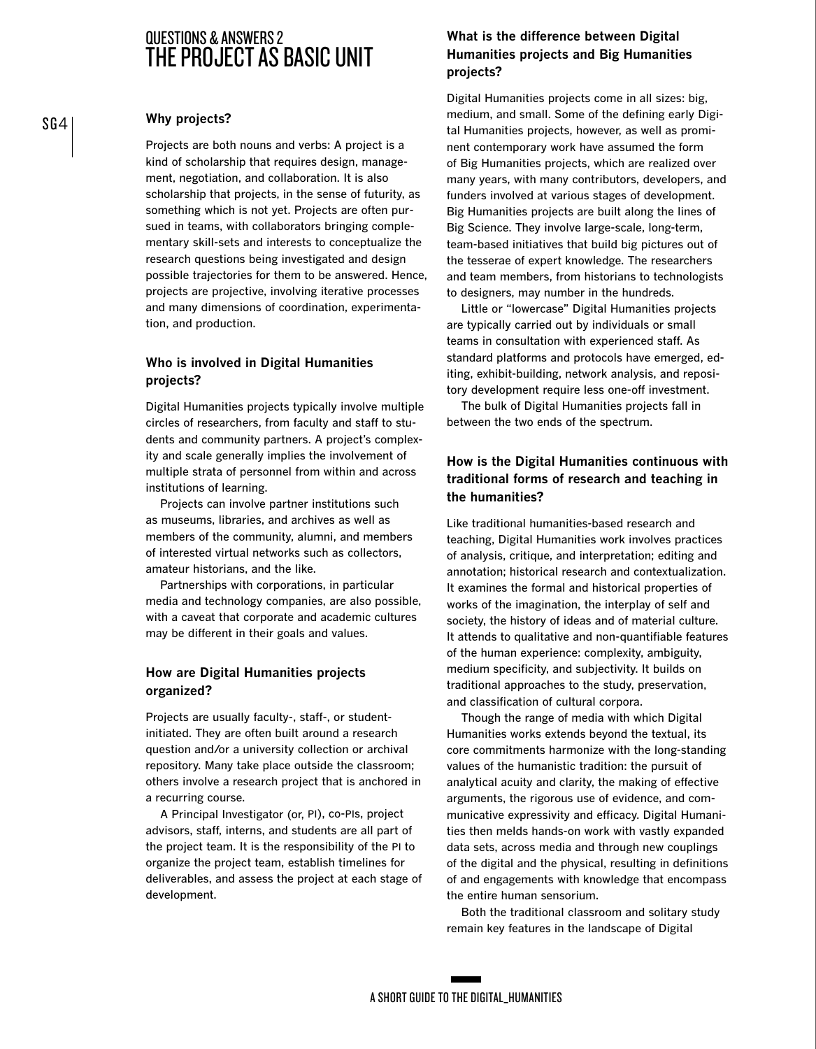# QUESTIONS & ANSWERS 2
# THE PROJECT AS BASIC UNIT

### Why projects?

Projects are both nouns and verbs: A project is a kind of scholarship that requires design, management, negotiation, and collaboration. It is also scholarship that projects, in the sense of futurity, as something which is not yet. Projects are often pursued in teams, with collaborators bringing complementary skill-sets and interests to conceptualize the research questions being investigated and design possible trajectories for them to be answered. Hence, projects are projective, involving iterative processes and many dimensions of coordination, experimentation, and production.

### Who is involved in Digital Humanities projects?

Digital Humanities projects typically involve multiple circles of researchers, from faculty and staff to students and community partners. A project's complexity and scale generally implies the involvement of multiple strata of personnel from within and across institutions of learning.

Projects can involve partner institutions such as museums, libraries, and archives as well as members of the community, alumni, and members of interested virtual networks such as collectors, amateur historians, and the like.

Partnerships with corporations, in particular media and technology companies, are also possible, with a caveat that corporate and academic cultures may be different in their goals and values.

### How are Digital Humanities projects organized?

Projects are usually faculty-, staff-, or student-initiated. They are often built around a research question and/or a university collection or archival repository. Many take place outside the classroom; others involve a research project that is anchored in a recurring course.

A Principal Investigator (or, PI), co-PIs, project advisors, staff, interns, and students are all part of the project team. It is the responsibility of the PI to organize the project team, establish timelines for deliverables, and assess the project at each stage of development.

### What is the difference between Digital Humanities projects and Big Humanities projects?

Digital Humanities projects come in all sizes: big, medium, and small. Some of the defining early Digital Humanities projects, however, as well as prominent contemporary work have assumed the form of Big Humanities projects, which are realized over many years, with many contributors, developers, and funders involved at various stages of development. Big Humanities projects are built along the lines of Big Science. They involve large-scale, long-term, team-based initiatives that build big pictures out of the tesserae of expert knowledge. The researchers and team members, from historians to technologists to designers, may number in the hundreds.

Little or "lowercase" Digital Humanities projects are typically carried out by individuals or small teams in consultation with experienced staff. As standard platforms and protocols have emerged, editing, exhibit-building, network analysis, and repository development require less one-off investment.

The bulk of Digital Humanities projects fall in between the two ends of the spectrum.

### How is the Digital Humanities continuous with traditional forms of research and teaching in the humanities?

Like traditional humanities-based research and teaching, Digital Humanities work involves practices of analysis, critique, and interpretation; editing and annotation; historical research and contextualization. It examines the formal and historical properties of works of the imagination, the interplay of self and society, the history of ideas and of material culture. It attends to qualitative and non-quantifiable features of the human experience: complexity, ambiguity, medium specificity, and subjectivity. It builds on traditional approaches to the study, preservation, and classification of cultural corpora.

Though the range of media with which Digital Humanities works extends beyond the textual, its core commitments harmonize with the long-standing values of the humanistic tradition: the pursuit of analytical acuity and clarity, the making of effective arguments, the rigorous use of evidence, and communicative expressivity and efficacy. Digital Humanities then melds hands-on work with vastly expanded data sets, across media and through new couplings of the digital and the physical, resulting in definitions of and engagements with knowledge that encompass the entire human sensorium.

Both the traditional classroom and solitary study remain key features in the landscape of Digital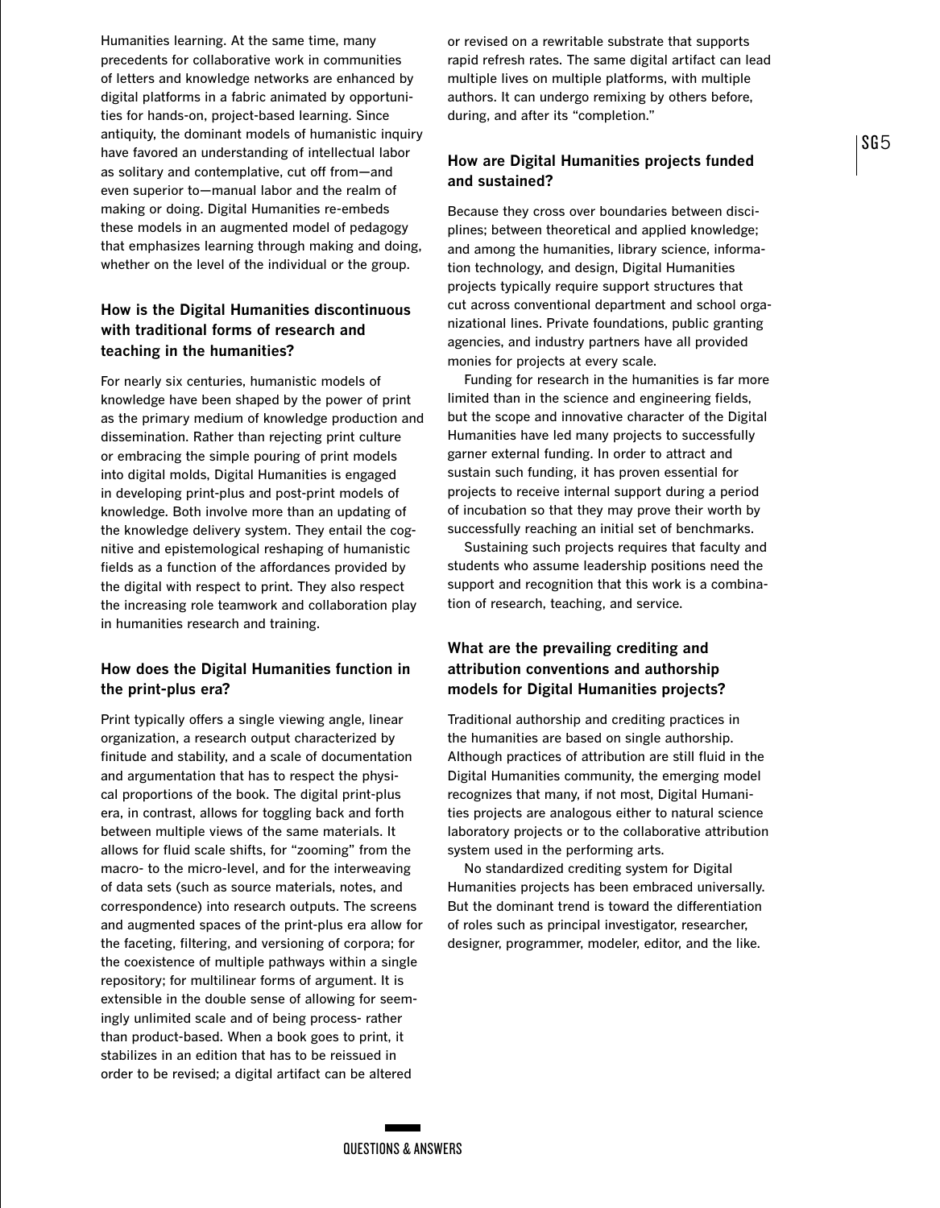Humanities learning. At the same time, many precedents for collaborative work in communities of letters and knowledge networks are enhanced by digital platforms in a fabric animated by opportunities for hands-on, project-based learning. Since antiquity, the dominant models of humanistic inquiry have favored an understanding of intellectual labor as solitary and contemplative, cut off from—and even superior to—manual labor and the realm of making or doing. Digital Humanities re-embeds these models in an augmented model of pedagogy that emphasizes learning through making and doing, whether on the level of the individual or the group.

### How is the Digital Humanities discontinuous with traditional forms of research and teaching in the humanities?

For nearly six centuries, humanistic models of knowledge have been shaped by the power of print as the primary medium of knowledge production and dissemination. Rather than rejecting print culture or embracing the simple pouring of print models into digital molds, Digital Humanities is engaged in developing print-plus and post-print models of knowledge. Both involve more than an updating of the knowledge delivery system. They entail the cognitive and epistemological reshaping of humanistic fields as a function of the affordances provided by the digital with respect to print. They also respect the increasing role teamwork and collaboration play in humanities research and training.

### How does the Digital Humanities function in the print-plus era?

Print typically offers a single viewing angle, linear organization, a research output characterized by finitude and stability, and a scale of documentation and argumentation that has to respect the physical proportions of the book. The digital print-plus era, in contrast, allows for toggling back and forth between multiple views of the same materials. It allows for fluid scale shifts, for "zooming" from the macro- to the micro-level, and for the interweaving of data sets (such as source materials, notes, and correspondence) into research outputs. The screens and augmented spaces of the print-plus era allow for the faceting, filtering, and versioning of corpora; for the coexistence of multiple pathways within a single repository; for multilinear forms of argument. It is extensible in the double sense of allowing for seemingly unlimited scale and of being process- rather than product-based. When a book goes to print, it stabilizes in an edition that has to be reissued in order to be revised; a digital artifact can be altered or revised on a rewritable substrate that supports rapid refresh rates. The same digital artifact can lead multiple lives on multiple platforms, with multiple authors. It can undergo remixing by others before, during, and after its "completion."

### How are Digital Humanities projects funded and sustained?

Because they cross over boundaries between disciplines; between theoretical and applied knowledge; and among the humanities, library science, information technology, and design, Digital Humanities projects typically require support structures that cut across conventional department and school organizational lines. Private foundations, public granting agencies, and industry partners have all provided monies for projects at every scale.

Funding for research in the humanities is far more limited than in the science and engineering fields, but the scope and innovative character of the Digital Humanities have led many projects to successfully garner external funding. In order to attract and sustain such funding, it has proven essential for projects to receive internal support during a period of incubation so that they may prove their worth by successfully reaching an initial set of benchmarks.

Sustaining such projects requires that faculty and students who assume leadership positions need the support and recognition that this work is a combination of research, teaching, and service.

### What are the prevailing crediting and attribution conventions and authorship models for Digital Humanities projects?

Traditional authorship and crediting practices in the humanities are based on single authorship. Although practices of attribution are still fluid in the Digital Humanities community, the emerging model recognizes that many, if not most, Digital Humanities projects are analogous either to natural science laboratory projects or to the collaborative attribution system used in the performing arts.

No standardized crediting system for Digital Humanities projects has been embraced universally. But the dominant trend is toward the differentiation of roles such as principal investigator, researcher, designer, programmer, modeler, editor, and the like.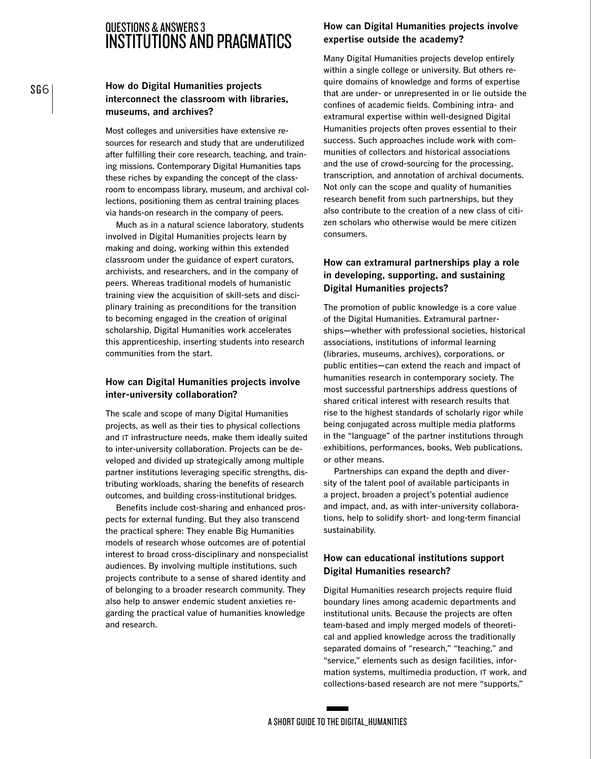# QUESTIONS & ANSWERS 3
# INSTITUTIONS AND PRAGMATICS

### How do Digital Humanities projects interconnect the classroom with libraries, museums, and archives?

Most colleges and universities have extensive resources for research and study that are underutilized after fulfilling their core research, teaching, and training missions. Contemporary Digital Humanities taps these riches by expanding the concept of the classroom to encompass library, museum, and archival collections, positioning them as central training places via hands-on research in the company of peers.

Much as in a natural science laboratory, students involved in Digital Humanities projects learn by making and doing, working within this extended classroom under the guidance of expert curators, archivists, and researchers, and in the company of peers. Whereas traditional models of humanistic training view the acquisition of skill-sets and disciplinary training as preconditions for the transition to becoming engaged in the creation of original scholarship, Digital Humanities work accelerates this apprenticeship, inserting students into research communities from the start.

### How can Digital Humanities projects involve inter-university collaboration?

The scale and scope of many Digital Humanities projects, as well as their ties to physical collections and IT infrastructure needs, make them ideally suited to inter-university collaboration. Projects can be developed and divided up strategically among multiple partner institutions leveraging specific strengths, distributing workloads, sharing the benefits of research outcomes, and building cross-institutional bridges.

Benefits include cost-sharing and enhanced prospects for external funding. But they also transcend the practical sphere: They enable Big Humanities models of research whose outcomes are of potential interest to broad cross-disciplinary and nonspecialist audiences. By involving multiple institutions, such projects contribute to a sense of shared identity and of belonging to a broader research community. They also help to answer endemic student anxieties regarding the practical value of humanities knowledge and research.

### How can Digital Humanities projects involve expertise outside the academy?

Many Digital Humanities projects develop entirely within a single college or university. But others require domains of knowledge and forms of expertise that are under- or unrepresented in or lie outside the confines of academic fields. Combining intra- and extramural expertise within well-designed Digital Humanities projects often proves essential to their success. Such approaches include work with communities of collectors and historical associations and the use of crowd-sourcing for the processing, transcription, and annotation of archival documents. Not only can the scope and quality of humanities research benefit from such partnerships, but they also contribute to the creation of a new class of citizen scholars who otherwise would be mere citizen consumers.

### How can extramural partnerships play a role in developing, supporting, and sustaining Digital Humanities projects?

The promotion of public knowledge is a core value of the Digital Humanities. Extramural partnerships—whether with professional societies, historical associations, institutions of informal learning (libraries, museums, archives), corporations, or public entities—can extend the reach and impact of humanities research in contemporary society. The most successful partnerships address questions of shared critical interest with research results that rise to the highest standards of scholarly rigor while being conjugated across multiple media platforms in the "language" of the partner institutions through exhibitions, performances, books, Web publications, or other means.

Partnerships can expand the depth and diversity of the talent pool of available participants in a project, broaden a project's potential audience and impact, and, as with inter-university collaborations, help to solidify short- and long-term financial sustainability.

### How can educational institutions support Digital Humanities research?

Digital Humanities research projects require fluid boundary lines among academic departments and institutional units. Because the projects are often team-based and imply merged models of theoretical and applied knowledge across the traditionally separated domains of "research," "teaching," and "service," elements such as design facilities, information systems, multimedia production, IT work, and collections-based research are not mere "supports,"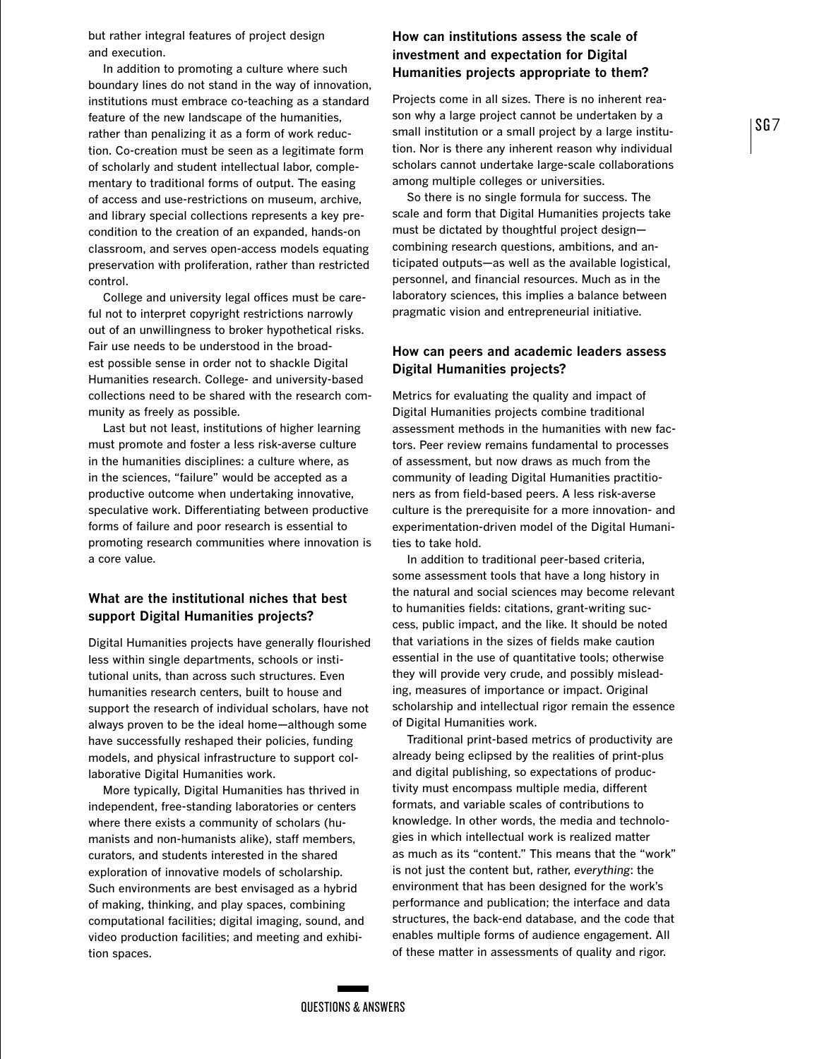but rather integral features of project design and execution.

In addition to promoting a culture where such boundary lines do not stand in the way of innovation, institutions must embrace co-teaching as a standard feature of the new landscape of the humanities, rather than penalizing it as a form of work reduction. Co-creation must be seen as a legitimate form of scholarly and student intellectual labor, complementary to traditional forms of output. The easing of access and use-restrictions on museum, archive, and library special collections represents a key precondition to the creation of an expanded, hands-on classroom, and serves open-access models equating preservation with proliferation, rather than restricted control.

College and university legal offices must be careful not to interpret copyright restrictions narrowly out of an unwillingness to broker hypothetical risks. Fair use needs to be understood in the broadest possible sense in order not to shackle Digital Humanities research. College- and university-based collections need to be shared with the research community as freely as possible.

Last but not least, institutions of higher learning must promote and foster a less risk-averse culture in the humanities disciplines: a culture where, as in the sciences, "failure" would be accepted as a productive outcome when undertaking innovative, speculative work. Differentiating between productive forms of failure and poor research is essential to promoting research communities where innovation is a core value.

### What are the institutional niches that best support Digital Humanities projects?

Digital Humanities projects have generally flourished less within single departments, schools or institutional units, than across such structures. Even humanities research centers, built to house and support the research of individual scholars, have not always proven to be the ideal home—although some have successfully reshaped their policies, funding models, and physical infrastructure to support collaborative Digital Humanities work.

More typically, Digital Humanities has thrived in independent, free-standing laboratories or centers where there exists a community of scholars (humanists and non-humanists alike), staff members, curators, and students interested in the shared exploration of innovative models of scholarship. Such environments are best envisaged as a hybrid of making, thinking, and play spaces, combining computational facilities; digital imaging, sound, and video production facilities; and meeting and exhibition spaces.

### How can institutions assess the scale of investment and expectation for Digital Humanities projects appropriate to them?

Projects come in all sizes. There is no inherent reason why a large project cannot be undertaken by a small institution or a small project by a large institution. Nor is there any inherent reason why individual scholars cannot undertake large-scale collaborations among multiple colleges or universities.

So there is no single formula for success. The scale and form that Digital Humanities projects take must be dictated by thoughtful project design—combining research questions, ambitions, and anticipated outputs—as well as the available logistical, personnel, and financial resources. Much as in the laboratory sciences, this implies a balance between pragmatic vision and entrepreneurial initiative.

### How can peers and academic leaders assess Digital Humanities projects?

Metrics for evaluating the quality and impact of Digital Humanities projects combine traditional assessment methods in the humanities with new factors. Peer review remains fundamental to processes of assessment, but now draws as much from the community of leading Digital Humanities practitioners as from field-based peers. A less risk-averse culture is the prerequisite for a more innovation- and experimentation-driven model of the Digital Humanities to take hold.

In addition to traditional peer-based criteria, some assessment tools that have a long history in the natural and social sciences may become relevant to humanities fields: citations, grant-writing success, public impact, and the like. It should be noted that variations in the sizes of fields make caution essential in the use of quantitative tools; otherwise they will provide very crude, and possibly misleading, measures of importance or impact. Original scholarship and intellectual rigor remain the essence of Digital Humanities work.

Traditional print-based metrics of productivity are already being eclipsed by the realities of print-plus and digital publishing, so expectations of productivity must encompass multiple media, different formats, and variable scales of contributions to knowledge. In other words, the media and technologies in which intellectual work is realized matter as much as its "content." This means that the "work" is not just the content but, rather, *everything*: the environment that has been designed for the work's performance and publication; the interface and data structures, the back-end database, and the code that enables multiple forms of audience engagement. All of these matter in assessments of quality and rigor.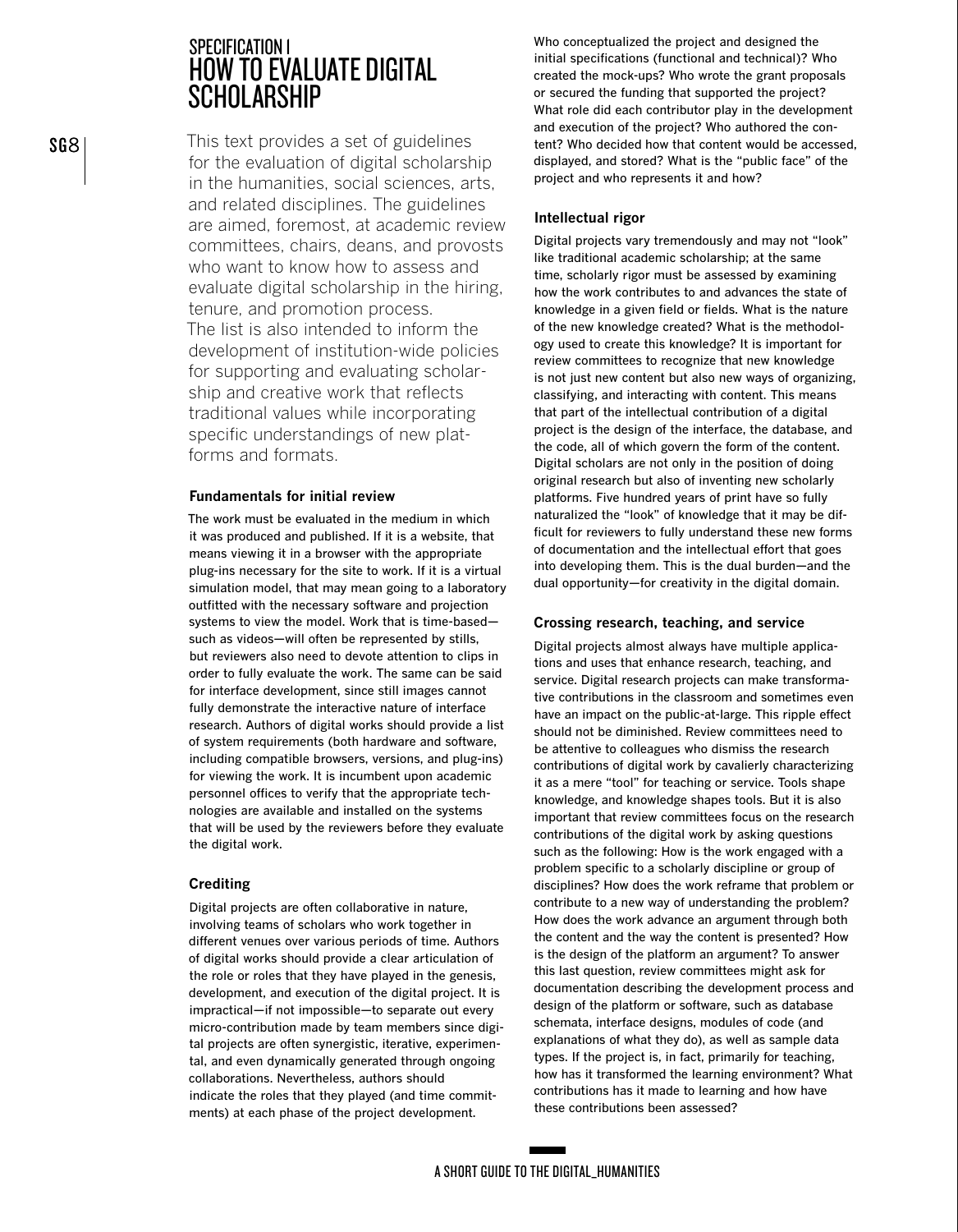## SPECIFICATION I

# HOW TO EVALUATE DIGITAL SCHOLARSHIP

This text provides a set of guidelines for the evaluation of digital scholarship in the humanities, social sciences, arts, and related disciplines. The guidelines are aimed, foremost, at academic review committees, chairs, deans, and provosts who want to know how to assess and evaluate digital scholarship in the hiring, tenure, and promotion process. The list is also intended to inform the development of institution-wide policies for supporting and evaluating scholarship and creative work that reflects traditional values while incorporating specific understandings of new platforms and formats.

### Fundamentals for initial review

The work must be evaluated in the medium in which it was produced and published. If it is a website, that means viewing it in a browser with the appropriate plug-ins necessary for the site to work. If it is a virtual simulation model, that may mean going to a laboratory outfitted with the necessary software and projection systems to view the model. Work that is time-based—such as videos—will often be represented by stills, but reviewers also need to devote attention to clips in order to fully evaluate the work. The same can be said for interface development, since still images cannot fully demonstrate the interactive nature of interface research. Authors of digital works should provide a list of system requirements (both hardware and software, including compatible browsers, versions, and plug-ins) for viewing the work. It is incumbent upon academic personnel offices to verify that the appropriate technologies are available and installed on the systems that will be used by the reviewers before they evaluate the digital work.

### Crediting

Digital projects are often collaborative in nature, involving teams of scholars who work together in different venues over various periods of time. Authors of digital works should provide a clear articulation of the role or roles that they have played in the genesis, development, and execution of the digital project. It is impractical—if not impossible—to separate out every micro-contribution made by team members since digital projects are often synergistic, iterative, experimental, and even dynamically generated through ongoing collaborations. Nevertheless, authors should indicate the roles that they played (and time commitments) at each phase of the project development. Who conceptualized the project and designed the initial specifications (functional and technical)? Who created the mock-ups? Who wrote the grant proposals or secured the funding that supported the project? What role did each contributor play in the development and execution of the project? Who authored the content? Who decided how that content would be accessed, displayed, and stored? What is the "public face" of the project and who represents it and how?

### Intellectual rigor

Digital projects vary tremendously and may not "look" like traditional academic scholarship; at the same time, scholarly rigor must be assessed by examining how the work contributes to and advances the state of knowledge in a given field or fields. What is the nature of the new knowledge created? What is the methodology used to create this knowledge? It is important for review committees to recognize that new knowledge is not just new content but also new ways of organizing, classifying, and interacting with content. This means that part of the intellectual contribution of a digital project is the design of the interface, the database, and the code, all of which govern the form of the content. Digital scholars are not only in the position of doing original research but also of inventing new scholarly platforms. Five hundred years of print have so fully naturalized the "look" of knowledge that it may be difficult for reviewers to fully understand these new forms of documentation and the intellectual effort that goes into developing them. This is the dual burden—and the dual opportunity—for creativity in the digital domain.

### Crossing research, teaching, and service

Digital projects almost always have multiple applications and uses that enhance research, teaching, and service. Digital research projects can make transformative contributions in the classroom and sometimes even have an impact on the public-at-large. This ripple effect should not be diminished. Review committees need to be attentive to colleagues who dismiss the research contributions of digital work by cavalierly characterizing it as a mere "tool" for teaching or service. Tools shape knowledge, and knowledge shapes tools. But it is also important that review committees focus on the research contributions of the digital work by asking questions such as the following: How is the work engaged with a problem specific to a scholarly discipline or group of disciplines? How does the work reframe that problem or contribute to a new way of understanding the problem? How does the work advance an argument through both the content and the way the content is presented? How is the design of the platform an argument? To answer this last question, review committees might ask for documentation describing the development process and design of the platform or software, such as database schemata, interface designs, modules of code (and explanations of what they do), as well as sample data types. If the project is, in fact, primarily for teaching, how has it transformed the learning environment? What contributions has it made to learning and how have these contributions been assessed?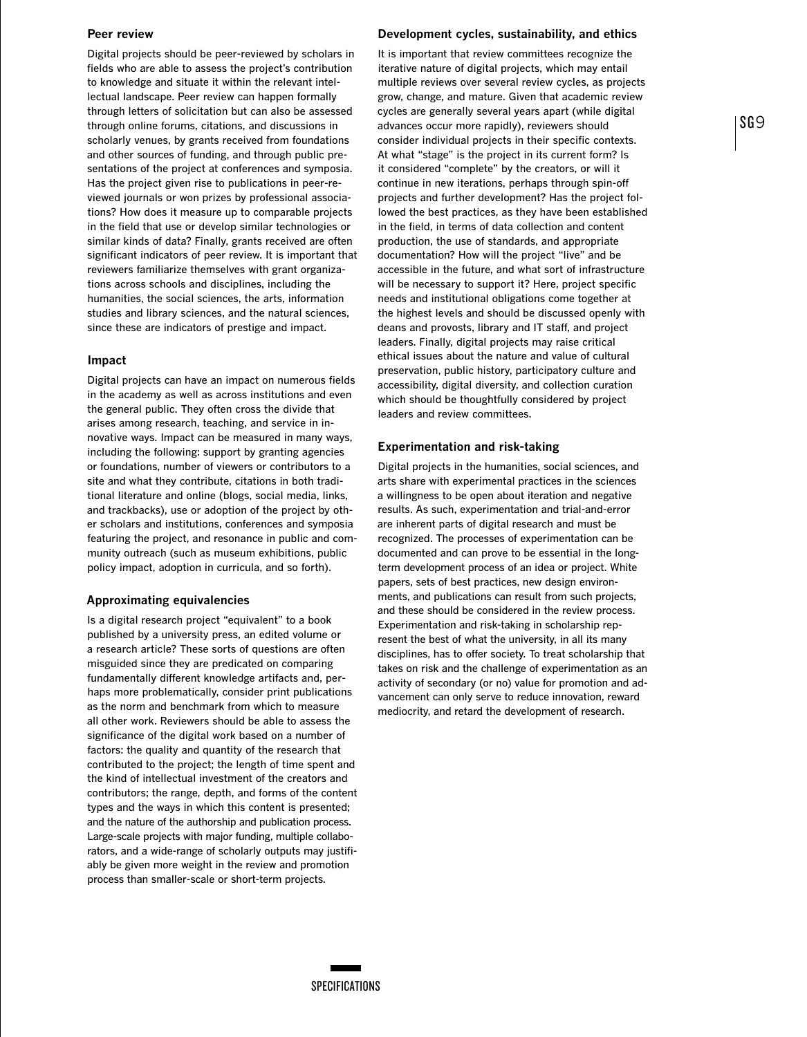## Peer review

Digital projects should be peer-reviewed by scholars in fields who are able to assess the project's contribution to knowledge and situate it within the relevant intellectual landscape. Peer review can happen formally through letters of solicitation but can also be assessed through online forums, citations, and discussions in scholarly venues, by grants received from foundations and other sources of funding, and through public presentations of the project at conferences and symposia. Has the project given rise to publications in peer-reviewed journals or won prizes by professional associations? How does it measure up to comparable projects in the field that use or develop similar technologies or similar kinds of data? Finally, grants received are often significant indicators of peer review. It is important that reviewers familiarize themselves with grant organizations across schools and disciplines, including the humanities, the social sciences, the arts, information studies and library sciences, and the natural sciences, since these are indicators of prestige and impact.

## Impact

Digital projects can have an impact on numerous fields in the academy as well as across institutions and even the general public. They often cross the divide that arises among research, teaching, and service in innovative ways. Impact can be measured in many ways, including the following: support by granting agencies or foundations, number of viewers or contributors to a site and what they contribute, citations in both traditional literature and online (blogs, social media, links, and trackbacks), use or adoption of the project by other scholars and institutions, conferences and symposia featuring the project, and resonance in public and community outreach (such as museum exhibitions, public policy impact, adoption in curricula, and so forth).

## Approximating equivalencies

Is a digital research project "equivalent" to a book published by a university press, an edited volume or a research article? These sorts of questions are often misguided since they are predicated on comparing fundamentally different knowledge artifacts and, perhaps more problematically, consider print publications as the norm and benchmark from which to measure all other work. Reviewers should be able to assess the significance of the digital work based on a number of factors: the quality and quantity of the research that contributed to the project; the length of time spent and the kind of intellectual investment of the creators and contributors; the range, depth, and forms of the content types and the ways in which this content is presented; and the nature of the authorship and publication process. Large-scale projects with major funding, multiple collaborators, and a wide-range of scholarly outputs may justifiably be given more weight in the review and promotion process than smaller-scale or short-term projects.

## Development cycles, sustainability, and ethics

It is important that review committees recognize the iterative nature of digital projects, which may entail multiple reviews over several review cycles, as projects grow, change, and mature. Given that academic review cycles are generally several years apart (while digital advances occur more rapidly), reviewers should consider individual projects in their specific contexts. At what "stage" is the project in its current form? Is it considered "complete" by the creators, or will it continue in new iterations, perhaps through spin-off projects and further development? Has the project followed the best practices, as they have been established in the field, in terms of data collection and content production, the use of standards, and appropriate documentation? How will the project "live" and be accessible in the future, and what sort of infrastructure will be necessary to support it? Here, project specific needs and institutional obligations come together at the highest levels and should be discussed openly with deans and provosts, library and IT staff, and project leaders. Finally, digital projects may raise critical ethical issues about the nature and value of cultural preservation, public history, participatory culture and accessibility, digital diversity, and collection curation which should be thoughtfully considered by project leaders and review committees.

## Experimentation and risk-taking

Digital projects in the humanities, social sciences, and arts share with experimental practices in the sciences a willingness to be open about iteration and negative results. As such, experimentation and trial-and-error are inherent parts of digital research and must be recognized. The processes of experimentation can be documented and can prove to be essential in the long-term development process of an idea or project. White papers, sets of best practices, new design environments, and publications can result from such projects, and these should be considered in the review process. Experimentation and risk-taking in scholarship represent the best of what the university, in all its many disciplines, has to offer society. To treat scholarship that takes on risk and the challenge of experimentation as an activity of secondary (or no) value for promotion and advancement can only serve to reduce innovation, reward mediocrity, and retard the development of research.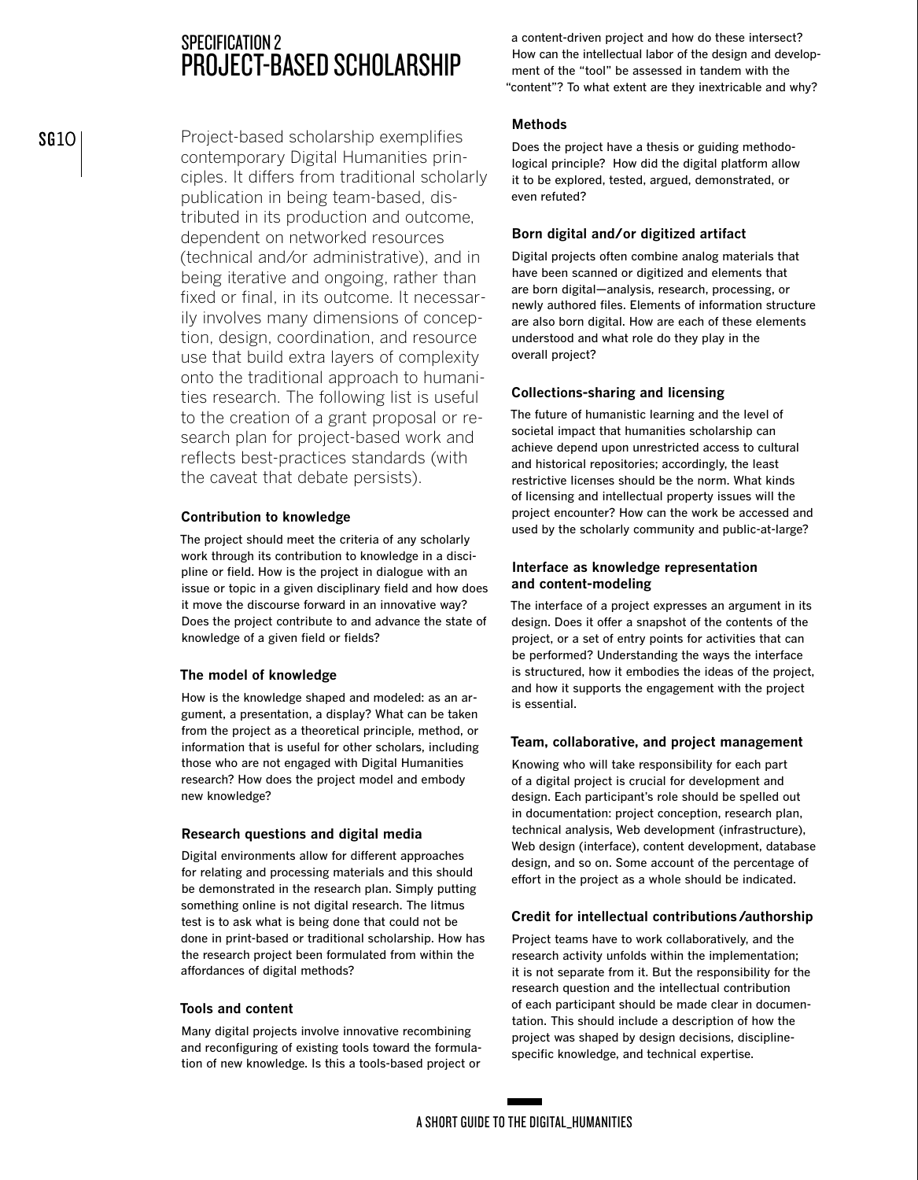## SPECIFICATION 2
# PROJECT-BASED SCHOLARSHIP

SG10

Project-based scholarship exemplifies contemporary Digital Humanities principles. It differs from traditional scholarly publication in being team-based, distributed in its production and outcome, dependent on networked resources (technical and/or administrative), and in being iterative and ongoing, rather than fixed or final, in its outcome. It necessarily involves many dimensions of conception, design, coordination, and resource use that build extra layers of complexity onto the traditional approach to humanities research. The following list is useful to the creation of a grant proposal or research plan for project-based work and reflects best-practices standards (with the caveat that debate persists).

**Contribution to knowledge**

The project should meet the criteria of any scholarly work through its contribution to knowledge in a discipline or field. How is the project in dialogue with an issue or topic in a given disciplinary field and how does it move the discourse forward in an innovative way? Does the project contribute to and advance the state of knowledge of a given field or fields?

**The model of knowledge**

How is the knowledge shaped and modeled: as an argument, a presentation, a display? What can be taken from the project as a theoretical principle, method, or information that is useful for other scholars, including those who are not engaged with Digital Humanities research? How does the project model and embody new knowledge?

**Research questions and digital media**

Digital environments allow for different approaches for relating and processing materials and this should be demonstrated in the research plan. Simply putting something online is not digital research. The litmus test is to ask what is being done that could not be done in print-based or traditional scholarship. How has the research project been formulated from within the affordances of digital methods?

**Tools and content**

Many digital projects involve innovative recombining and reconfiguring of existing tools toward the formulation of new knowledge. Is this a tools-based project or a content-driven project and how do these intersect? How can the intellectual labor of the design and development of the "tool" be assessed in tandem with the "content"? To what extent are they inextricable and why?

**Methods**

Does the project have a thesis or guiding methodological principle? How did the digital platform allow it to be explored, tested, argued, demonstrated, or even refuted?

**Born digital and/or digitized artifact**

Digital projects often combine analog materials that have been scanned or digitized and elements that are born digital—analysis, research, processing, or newly authored files. Elements of information structure are also born digital. How are each of these elements understood and what role do they play in the overall project?

**Collections-sharing and licensing**

The future of humanistic learning and the level of societal impact that humanities scholarship can achieve depend upon unrestricted access to cultural and historical repositories; accordingly, the least restrictive licenses should be the norm. What kinds of licensing and intellectual property issues will the project encounter? How can the work be accessed and used by the scholarly community and public-at-large?

**Interface as knowledge representation and content-modeling**

The interface of a project expresses an argument in its design. Does it offer a snapshot of the contents of the project, or a set of entry points for activities that can be performed? Understanding the ways the interface is structured, how it embodies the ideas of the project, and how it supports the engagement with the project is essential.

**Team, collaborative, and project management**

Knowing who will take responsibility for each part of a digital project is crucial for development and design. Each participant's role should be spelled out in documentation: project conception, research plan, technical analysis, Web development (infrastructure), Web design (interface), content development, database design, and so on. Some account of the percentage of effort in the project as a whole should be indicated.

**Credit for intellectual contributions/authorship**

Project teams have to work collaboratively, and the research activity unfolds within the implementation; it is not separate from it. But the responsibility for the research question and the intellectual contribution of each participant should be made clear in documentation. This should include a description of how the project was shaped by design decisions, discipline-specific knowledge, and technical expertise.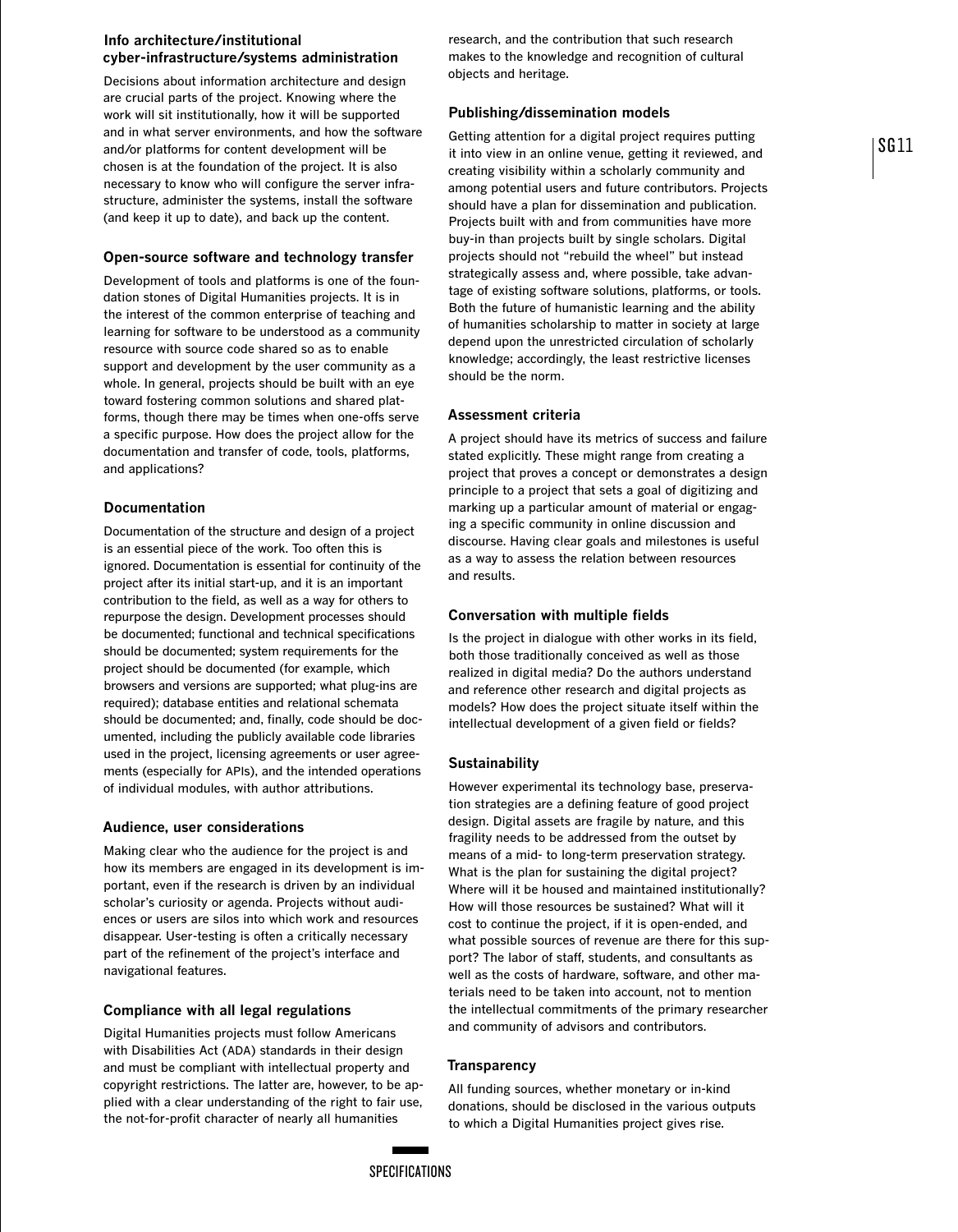### Info architecture/institutional cyber-infrastructure/systems administration

Decisions about information architecture and design are crucial parts of the project. Knowing where the work will sit institutionally, how it will be supported and in what server environments, and how the software and/or platforms for content development will be chosen is at the foundation of the project. It is also necessary to know who will configure the server infrastructure, administer the systems, install the software (and keep it up to date), and back up the content.

### Open-source software and technology transfer

Development of tools and platforms is one of the foundation stones of Digital Humanities projects. It is in the interest of the common enterprise of teaching and learning for software to be understood as a community resource with source code shared so as to enable support and development by the user community as a whole. In general, projects should be built with an eye toward fostering common solutions and shared platforms, though there may be times when one-offs serve a specific purpose. How does the project allow for the documentation and transfer of code, tools, platforms, and applications?

### Documentation

Documentation of the structure and design of a project is an essential piece of the work. Too often this is ignored. Documentation is essential for continuity of the project after its initial start-up, and it is an important contribution to the field, as well as a way for others to repurpose the design. Development processes should be documented; functional and technical specifications should be documented; system requirements for the project should be documented (for example, which browsers and versions are supported; what plug-ins are required); database entities and relational schemata should be documented; and, finally, code should be documented, including the publicly available code libraries used in the project, licensing agreements or user agreements (especially for APIs), and the intended operations of individual modules, with author attributions.

### Audience, user considerations

Making clear who the audience for the project is and how its members are engaged in its development is important, even if the research is driven by an individual scholar's curiosity or agenda. Projects without audiences or users are silos into which work and resources disappear. User-testing is often a critically necessary part of the refinement of the project's interface and navigational features.

### Compliance with all legal regulations

Digital Humanities projects must follow Americans with Disabilities Act (ADA) standards in their design and must be compliant with intellectual property and copyright restrictions. The latter are, however, to be applied with a clear understanding of the right to fair use, the not-for-profit character of nearly all humanities research, and the contribution that such research makes to the knowledge and recognition of cultural objects and heritage.

### Publishing/dissemination models

Getting attention for a digital project requires putting it into view in an online venue, getting it reviewed, and creating visibility within a scholarly community and among potential users and future contributors. Projects should have a plan for dissemination and publication. Projects built with and from communities have more buy-in than projects built by single scholars. Digital projects should not "rebuild the wheel" but instead strategically assess and, where possible, take advantage of existing software solutions, platforms, or tools. Both the future of humanistic learning and the ability of humanities scholarship to matter in society at large depend upon the unrestricted circulation of scholarly knowledge; accordingly, the least restrictive licenses should be the norm.

### Assessment criteria

A project should have its metrics of success and failure stated explicitly. These might range from creating a project that proves a concept or demonstrates a design principle to a project that sets a goal of digitizing and marking up a particular amount of material or engaging a specific community in online discussion and discourse. Having clear goals and milestones is useful as a way to assess the relation between resources and results.

### Conversation with multiple fields

Is the project in dialogue with other works in its field, both those traditionally conceived as well as those realized in digital media? Do the authors understand and reference other research and digital projects as models? How does the project situate itself within the intellectual development of a given field or fields?

### Sustainability

However experimental its technology base, preservation strategies are a defining feature of good project design. Digital assets are fragile by nature, and this fragility needs to be addressed from the outset by means of a mid- to long-term preservation strategy. What is the plan for sustaining the digital project? Where will it be housed and maintained institutionally? How will those resources be sustained? What will it cost to continue the project, if it is open-ended, and what possible sources of revenue are there for this support? The labor of staff, students, and consultants as well as the costs of hardware, software, and other materials need to be taken into account, not to mention the intellectual commitments of the primary researcher and community of advisors and contributors.

### Transparency

All funding sources, whether monetary or in-kind donations, should be disclosed in the various outputs to which a Digital Humanities project gives rise.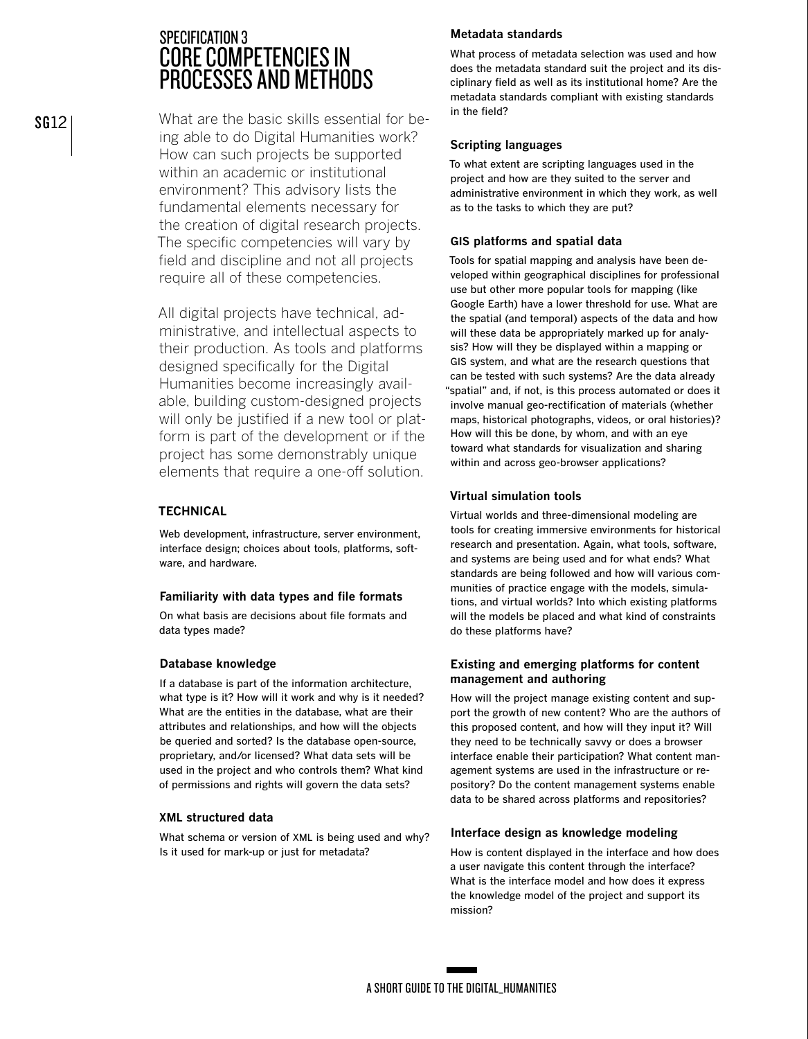## SPECIFICATION 3

# CORE COMPETENCIES IN PROCESSES AND METHODS

SG12

What are the basic skills essential for being able to do Digital Humanities work? How can such projects be supported within an academic or institutional environment? This advisory lists the fundamental elements necessary for the creation of digital research projects. The specific competencies will vary by field and discipline and not all projects require all of these competencies.

All digital projects have technical, administrative, and intellectual aspects to their production. As tools and platforms designed specifically for the Digital Humanities become increasingly available, building custom-designed projects will only be justified if a new tool or platform is part of the development or if the project has some demonstrably unique elements that require a one-off solution.

### TECHNICAL

Web development, infrastructure, server environment, interface design; choices about tools, platforms, software, and hardware.

**Familiarity with data types and file formats**

On what basis are decisions about file formats and data types made?

**Database knowledge**

If a database is part of the information architecture, what type is it? How will it work and why is it needed? What are the entities in the database, what are their attributes and relationships, and how will the objects be queried and sorted? Is the database open-source, proprietary, and/or licensed? What data sets will be used in the project and who controls them? What kind of permissions and rights will govern the data sets?

**XML structured data**

What schema or version of XML is being used and why? Is it used for mark-up or just for metadata?

**Metadata standards**

What process of metadata selection was used and how does the metadata standard suit the project and its disciplinary field as well as its institutional home? Are the metadata standards compliant with existing standards in the field?

**Scripting languages**

To what extent are scripting languages used in the project and how are they suited to the server and administrative environment in which they work, as well as to the tasks to which they are put?

**GIS platforms and spatial data**

Tools for spatial mapping and analysis have been developed within geographical disciplines for professional use but other more popular tools for mapping (like Google Earth) have a lower threshold for use. What are the spatial (and temporal) aspects of the data and how will these data be appropriately marked up for analysis? How will they be displayed within a mapping or GIS system, and what are the research questions that can be tested with such systems? Are the data already "spatial" and, if not, is this process automated or does it involve manual geo-rectification of materials (whether maps, historical photographs, videos, or oral histories)? How will this be done, by whom, and with an eye toward what standards for visualization and sharing within and across geo-browser applications?

**Virtual simulation tools**

Virtual worlds and three-dimensional modeling are tools for creating immersive environments for historical research and presentation. Again, what tools, software, and systems are being used and for what ends? What standards are being followed and how will various communities of practice engage with the models, simulations, and virtual worlds? Into which existing platforms will the models be placed and what kind of constraints do these platforms have?

**Existing and emerging platforms for content management and authoring**

How will the project manage existing content and support the growth of new content? Who are the authors of this proposed content, and how will they input it? Will they need to be technically savvy or does a browser interface enable their participation? What content management systems are used in the infrastructure or repository? Do the content management systems enable data to be shared across platforms and repositories?

**Interface design as knowledge modeling**

How is content displayed in the interface and how does a user navigate this content through the interface? What is the interface model and how does it express the knowledge model of the project and support its mission?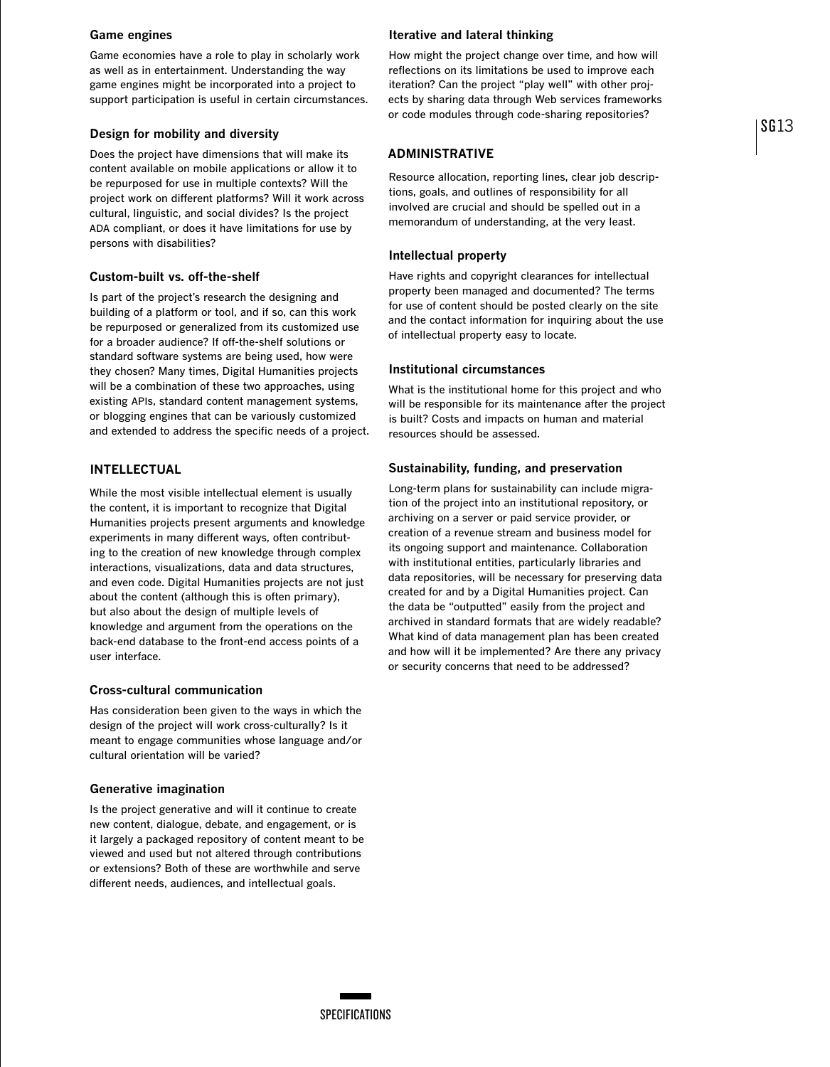### Game engines

Game economies have a role to play in scholarly work as well as in entertainment. Understanding the way game engines might be incorporated into a project to support participation is useful in certain circumstances.

### Design for mobility and diversity

Does the project have dimensions that will make its content available on mobile applications or allow it to be repurposed for use in multiple contexts? Will the project work on different platforms? Will it work across cultural, linguistic, and social divides? Is the project ADA compliant, or does it have limitations for use by persons with disabilities?

### Custom-built vs. off-the-shelf

Is part of the project's research the designing and building of a platform or tool, and if so, can this work be repurposed or generalized from its customized use for a broader audience? If off-the-shelf solutions or standard software systems are being used, how were they chosen? Many times, Digital Humanities projects will be a combination of these two approaches, using existing APIs, standard content management systems, or blogging engines that can be variously customized and extended to address the specific needs of a project.

## INTELLECTUAL

While the most visible intellectual element is usually the content, it is important to recognize that Digital Humanities projects present arguments and knowledge experiments in many different ways, often contributing to the creation of new knowledge through complex interactions, visualizations, data and data structures, and even code. Digital Humanities projects are not just about the content (although this is often primary), but also about the design of multiple levels of knowledge and argument from the operations on the back-end database to the front-end access points of a user interface.

### Cross-cultural communication

Has consideration been given to the ways in which the design of the project will work cross-culturally? Is it meant to engage communities whose language and/or cultural orientation will be varied?

### Generative imagination

Is the project generative and will it continue to create new content, dialogue, debate, and engagement, or is it largely a packaged repository of content meant to be viewed and used but not altered through contributions or extensions? Both of these are worthwhile and serve different needs, audiences, and intellectual goals.

### Iterative and lateral thinking

How might the project change over time, and how will reflections on its limitations be used to improve each iteration? Can the project "play well" with other projects by sharing data through Web services frameworks or code modules through code-sharing repositories?

## ADMINISTRATIVE

Resource allocation, reporting lines, clear job descriptions, goals, and outlines of responsibility for all involved are crucial and should be spelled out in a memorandum of understanding, at the very least.

### Intellectual property

Have rights and copyright clearances for intellectual property been managed and documented? The terms for use of content should be posted clearly on the site and the contact information for inquiring about the use of intellectual property easy to locate.

### Institutional circumstances

What is the institutional home for this project and who will be responsible for its maintenance after the project is built? Costs and impacts on human and material resources should be assessed.

### Sustainability, funding, and preservation

Long-term plans for sustainability can include migration of the project into an institutional repository, or archiving on a server or paid service provider, or creation of a revenue stream and business model for its ongoing support and maintenance. Collaboration with institutional entities, particularly libraries and data repositories, will be necessary for preserving data created for and by a Digital Humanities project. Can the data be "outputted" easily from the project and archived in standard formats that are widely readable? What kind of data management plan has been created and how will it be implemented? Are there any privacy or security concerns that need to be addressed?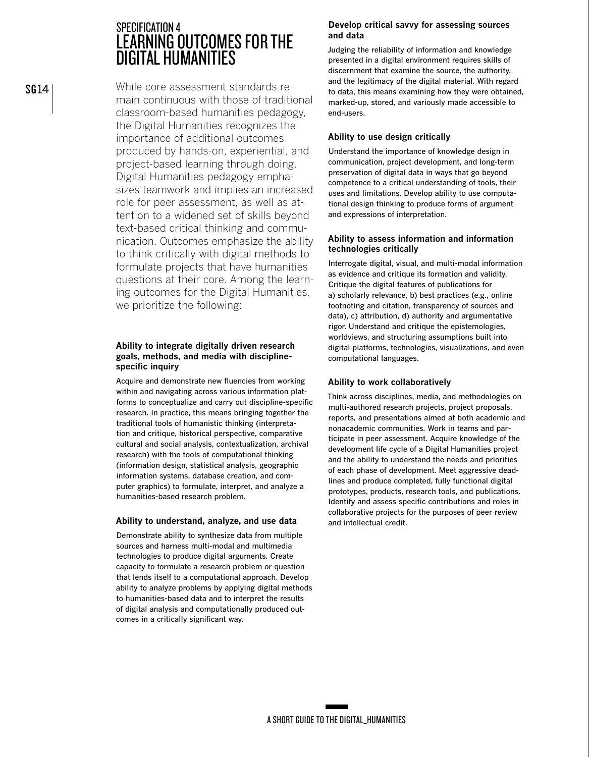# SPECIFICATION 4
# LEARNING OUTCOMES FOR THE DIGITAL HUMANITIES

While core assessment standards remain continuous with those of traditional classroom-based humanities pedagogy, the Digital Humanities recognizes the importance of additional outcomes produced by hands-on, experiential, and project-based learning through doing. Digital Humanities pedagogy emphasizes teamwork and implies an increased role for peer assessment, as well as attention to a widened set of skills beyond text-based critical thinking and communication. Outcomes emphasize the ability to think critically with digital methods to formulate projects that have humanities questions at their core. Among the learning outcomes for the Digital Humanities, we prioritize the following:

### Ability to integrate digitally driven research goals, methods, and media with discipline-specific inquiry

Acquire and demonstrate new fluencies from working within and navigating across various information platforms to conceptualize and carry out discipline-specific research. In practice, this means bringing together the traditional tools of humanistic thinking (interpretation and critique, historical perspective, comparative cultural and social analysis, contextualization, archival research) with the tools of computational thinking (information design, statistical analysis, geographic information systems, database creation, and computer graphics) to formulate, interpret, and analyze a humanities-based research problem.

### Ability to understand, analyze, and use data

Demonstrate ability to synthesize data from multiple sources and harness multi-modal and multimedia technologies to produce digital arguments. Create capacity to formulate a research problem or question that lends itself to a computational approach. Develop ability to analyze problems by applying digital methods to humanities-based data and to interpret the results of digital analysis and computationally produced outcomes in a critically significant way.

### Develop critical savvy for assessing sources and data

Judging the reliability of information and knowledge presented in a digital environment requires skills of discernment that examine the source, the authority, and the legitimacy of the digital material. With regard to data, this means examining how they were obtained, marked-up, stored, and variously made accessible to end-users.

### Ability to use design critically

Understand the importance of knowledge design in communication, project development, and long-term preservation of digital data in ways that go beyond competence to a critical understanding of tools, their uses and limitations. Develop ability to use computational design thinking to produce forms of argument and expressions of interpretation.

### Ability to assess information and information technologies critically

Interrogate digital, visual, and multi-modal information as evidence and critique its formation and validity. Critique the digital features of publications for a) scholarly relevance, b) best practices (e.g., online footnoting and citation, transparency of sources and data), c) attribution, d) authority and argumentative rigor. Understand and critique the epistemologies, worldviews, and structuring assumptions built into digital platforms, technologies, visualizations, and even computational languages.

### Ability to work collaboratively

Think across disciplines, media, and methodologies on multi-authored research projects, project proposals, reports, and presentations aimed at both academic and nonacademic communities. Work in teams and participate in peer assessment. Acquire knowledge of the development life cycle of a Digital Humanities project and the ability to understand the needs and priorities of each phase of development. Meet aggressive deadlines and produce completed, fully functional digital prototypes, products, research tools, and publications. Identify and assess specific contributions and roles in collaborative projects for the purposes of peer review and intellectual credit.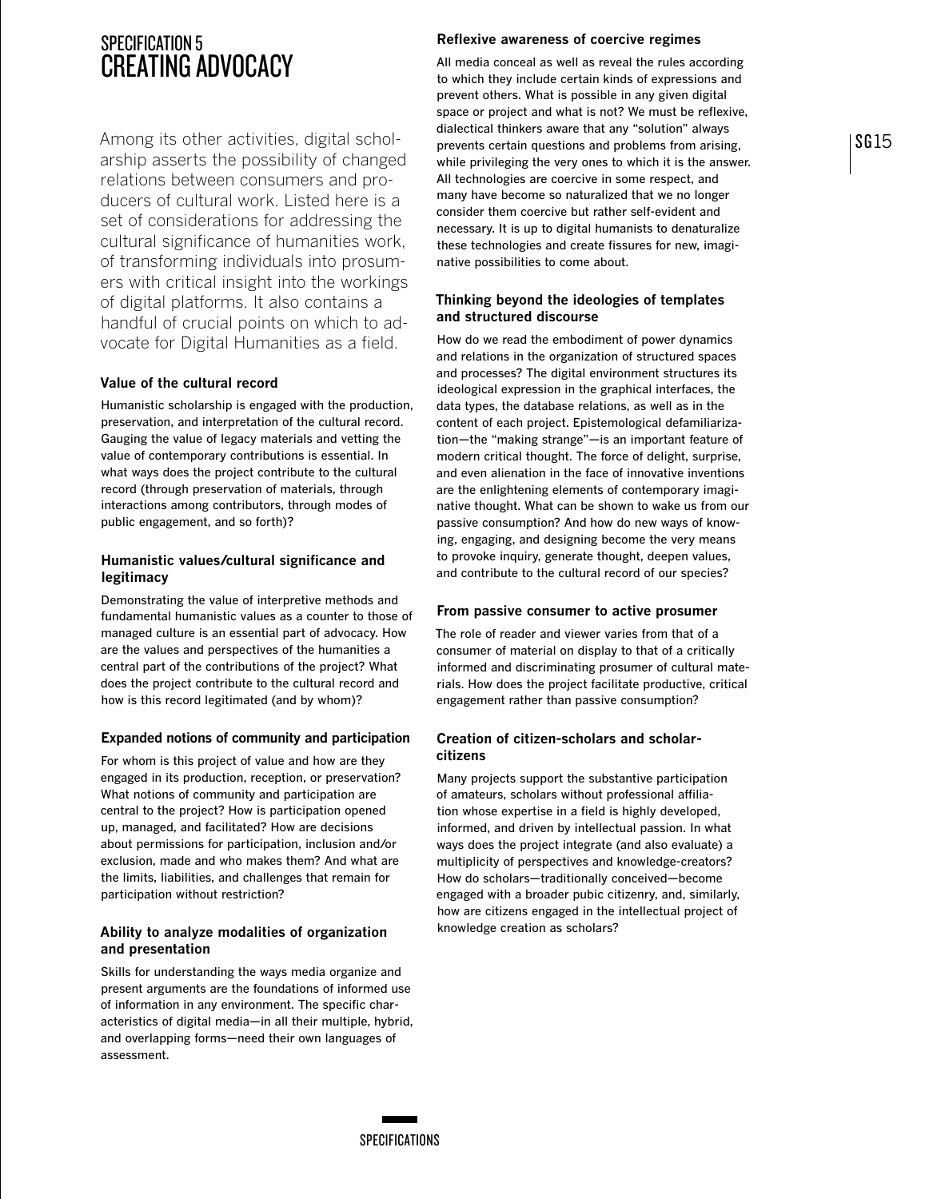# SPECIFICATION 5
# CREATING ADVOCACY

Among its other activities, digital scholarship asserts the possibility of changed relations between consumers and producers of cultural work. Listed here is a set of considerations for addressing the cultural significance of humanities work, of transforming individuals into prosumers with critical insight into the workings of digital platforms. It also contains a handful of crucial points on which to advocate for Digital Humanities as a field.

### Value of the cultural record

Humanistic scholarship is engaged with the production, preservation, and interpretation of the cultural record. Gauging the value of legacy materials and vetting the value of contemporary contributions is essential. In what ways does the project contribute to the cultural record (through preservation of materials, through interactions among contributors, through modes of public engagement, and so forth)?

### Humanistic values/cultural significance and legitimacy

Demonstrating the value of interpretive methods and fundamental humanistic values as a counter to those of managed culture is an essential part of advocacy. How are the values and perspectives of the humanities a central part of the contributions of the project? What does the project contribute to the cultural record and how is this record legitimated (and by whom)?

### Expanded notions of community and participation

For whom is this project of value and how are they engaged in its production, reception, or preservation? What notions of community and participation are central to the project? How is participation opened up, managed, and facilitated? How are decisions about permissions for participation, inclusion and/or exclusion, made and who makes them? And what are the limits, liabilities, and challenges that remain for participation without restriction?

### Ability to analyze modalities of organization and presentation

Skills for understanding the ways media organize and present arguments are the foundations of informed use of information in any environment. The specific characteristics of digital media—in all their multiple, hybrid, and overlapping forms—need their own languages of assessment.

### Reflexive awareness of coercive regimes

All media conceal as well as reveal the rules according to which they include certain kinds of expressions and prevent others. What is possible in any given digital space or project and what is not? We must be reflexive, dialectical thinkers aware that any "solution" always prevents certain questions and problems from arising, while privileging the very ones to which it is the answer. All technologies are coercive in some respect, and many have become so naturalized that we no longer consider them coercive but rather self-evident and necessary. It is up to digital humanists to denaturalize these technologies and create fissures for new, imaginative possibilities to come about.

### Thinking beyond the ideologies of templates and structured discourse

How do we read the embodiment of power dynamics and relations in the organization of structured spaces and processes? The digital environment structures its ideological expression in the graphical interfaces, the data types, the database relations, as well as in the content of each project. Epistemological defamiliarization—the "making strange"—is an important feature of modern critical thought. The force of delight, surprise, and even alienation in the face of innovative inventions are the enlightening elements of contemporary imaginative thought. What can be shown to wake us from our passive consumption? And how do new ways of knowing, engaging, and designing become the very means to provoke inquiry, generate thought, deepen values, and contribute to the cultural record of our species?

### From passive consumer to active prosumer

The role of reader and viewer varies from that of a consumer of material on display to that of a critically informed and discriminating prosumer of cultural materials. How does the project facilitate productive, critical engagement rather than passive consumption?

### Creation of citizen-scholars and scholar-citizens

Many projects support the substantive participation of amateurs, scholars without professional affiliation whose expertise in a field is highly developed, informed, and driven by intellectual passion. In what ways does the project integrate (and also evaluate) a multiplicity of perspectives and knowledge-creators? How do scholars—traditionally conceived—become engaged with a broader pubic citizenry, and, similarly, how are citizens engaged in the intellectual project of knowledge creation as scholars?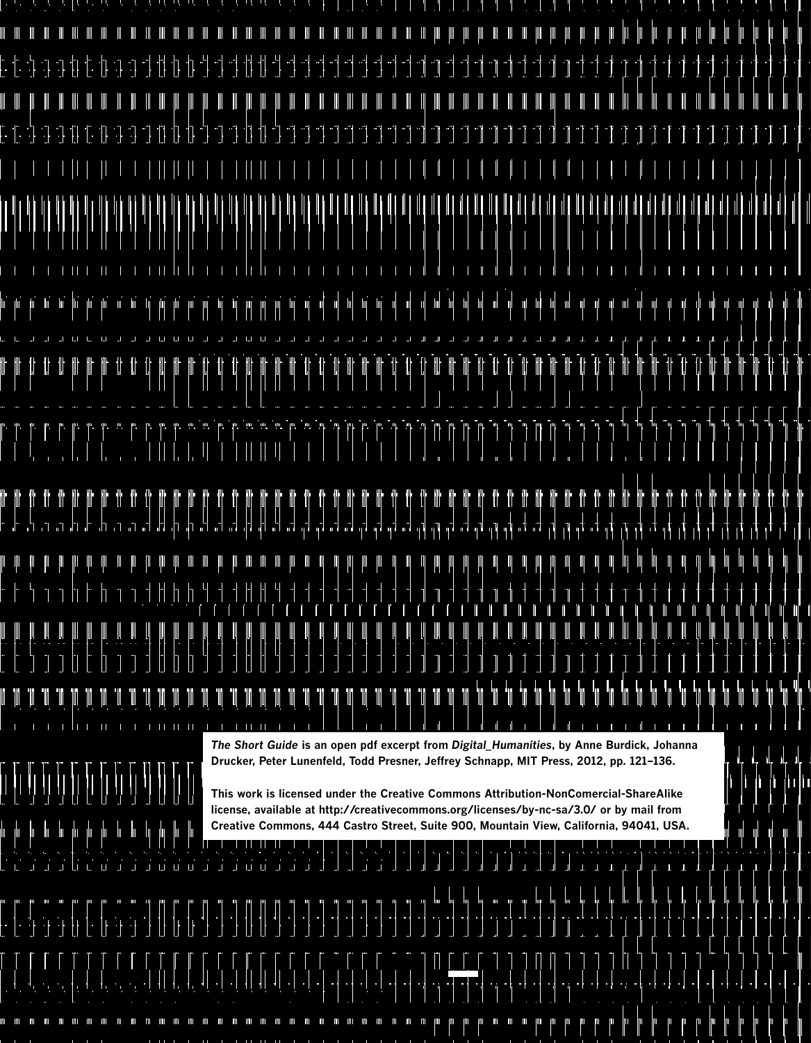*The Short Guide* is an open pdf excerpt from *Digital_Humanities*, by Anne Burdick, Johanna Drucker, Peter Lunenfeld, Todd Presner, Jeffrey Schnapp, MIT Press, 2012, pp. 121–136.

This work is licensed under the Creative Commons Attribution-NonComercial-ShareAlike license, available at http://creativecommons.org/licenses/by-nc-sa/3.0/ or by mail from Creative Commons, 444 Castro Street, Suite 900, Mountain View, California, 94041, USA.